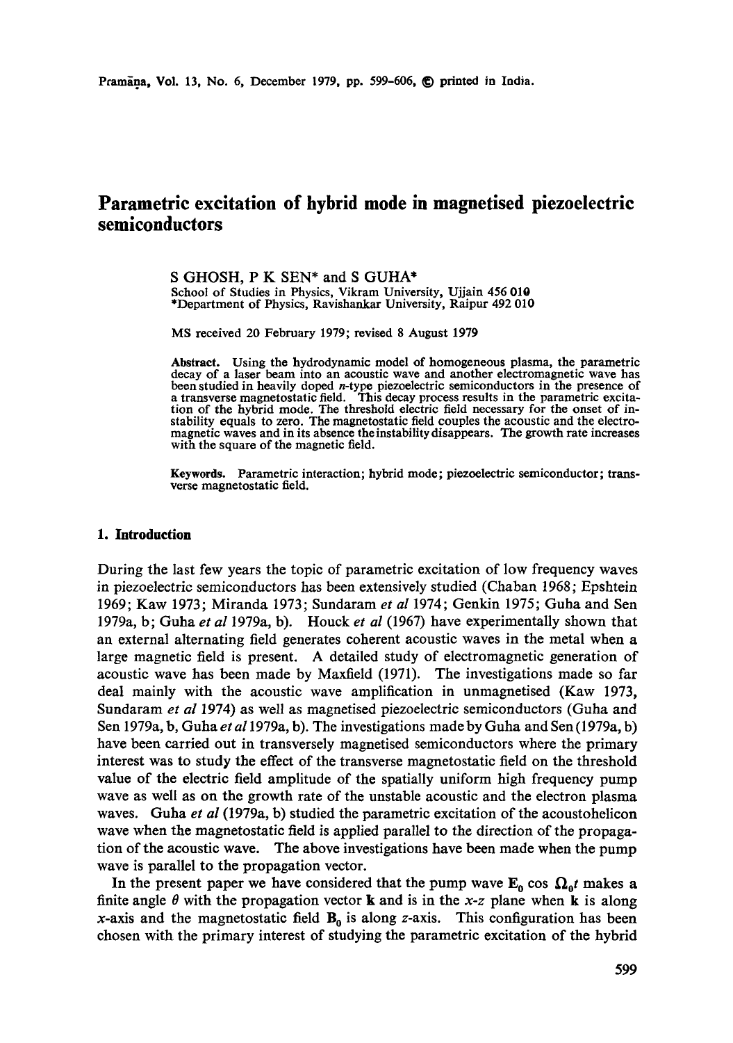# Parametric excitation of hybrid mode in magnetised piezoelectric semiconductors

S GHOSH, P K SEN* and S GUHA*

School of Studies in Physics, Vikram University, Ujjain 456 010
*Department of Physics, Ravishankar University, Raipur 492 010

MS received 20 February 1979; revised 8 August 1979

**Abstract.** Using the hydrodynamic model of homogeneous plasma, the parametric decay of a laser beam into an acoustic wave and another electromagnetic wave has been studied in heavily doped *n*-type piezoelectric semiconductors in the presence of a transverse magnetostatic field. This decay process results in the parametric excitation of the hybrid mode. The threshold electric field necessary for the onset of instability equals to zero. The magnetostatic field couples the acoustic and the electromagnetic waves and in its absence the instability disappears. The growth rate increases with the square of the magnetic field.

**Keywords.** Parametric interaction; hybrid mode; piezoelectric semiconductor; transverse magnetostatic field.

## 1. Introduction

During the last few years the topic of parametric excitation of low frequency waves in piezoelectric semiconductors has been extensively studied (Chaban 1968; Epshtein 1969; Kaw 1973; Miranda 1973; Sundaram *et al* 1974; Genkin 1975; Guha and Sen 1979a, b; Guha *et al* 1979a, b). Houck *et al* (1967) have experimentally shown that an external alternating field generates coherent acoustic waves in the metal when a large magnetic field is present. A detailed study of electromagnetic generation of acoustic wave has been made by Maxfield (1971). The investigations made so far deal mainly with the acoustic wave amplification in unmagnetised (Kaw 1973, Sundaram *et al* 1974) as well as magnetised piezoelectric semiconductors (Guha and Sen 1979a, b, Guha *et al* 1979a, b). The investigations made by Guha and Sen (1979a, b) have been carried out in transversely magnetised semiconductors where the primary interest was to study the effect of the transverse magnetostatic field on the threshold value of the electric field amplitude of the spatially uniform high frequency pump wave as well as on the growth rate of the unstable acoustic and the electron plasma waves. Guha *et al* (1979a, b) studied the parametric excitation of the acoustohelicon wave when the magnetostatic field is applied parallel to the direction of the propagation of the acoustic wave. The above investigations have been made when the pump wave is parallel to the propagation vector.

In the present paper we have considered that the pump wave $\mathbf{E}_0 \cos \Omega_0 t$ makes a finite angle $\theta$ with the propagation vector $\mathbf{k}$ and is in the *x-z* plane when $\mathbf{k}$ is along *x*-axis and the magnetostatic field $\mathbf{B}_0$ is along *z*-axis. This configuration has been chosen with the primary interest of studying the parametric excitation of the hybrid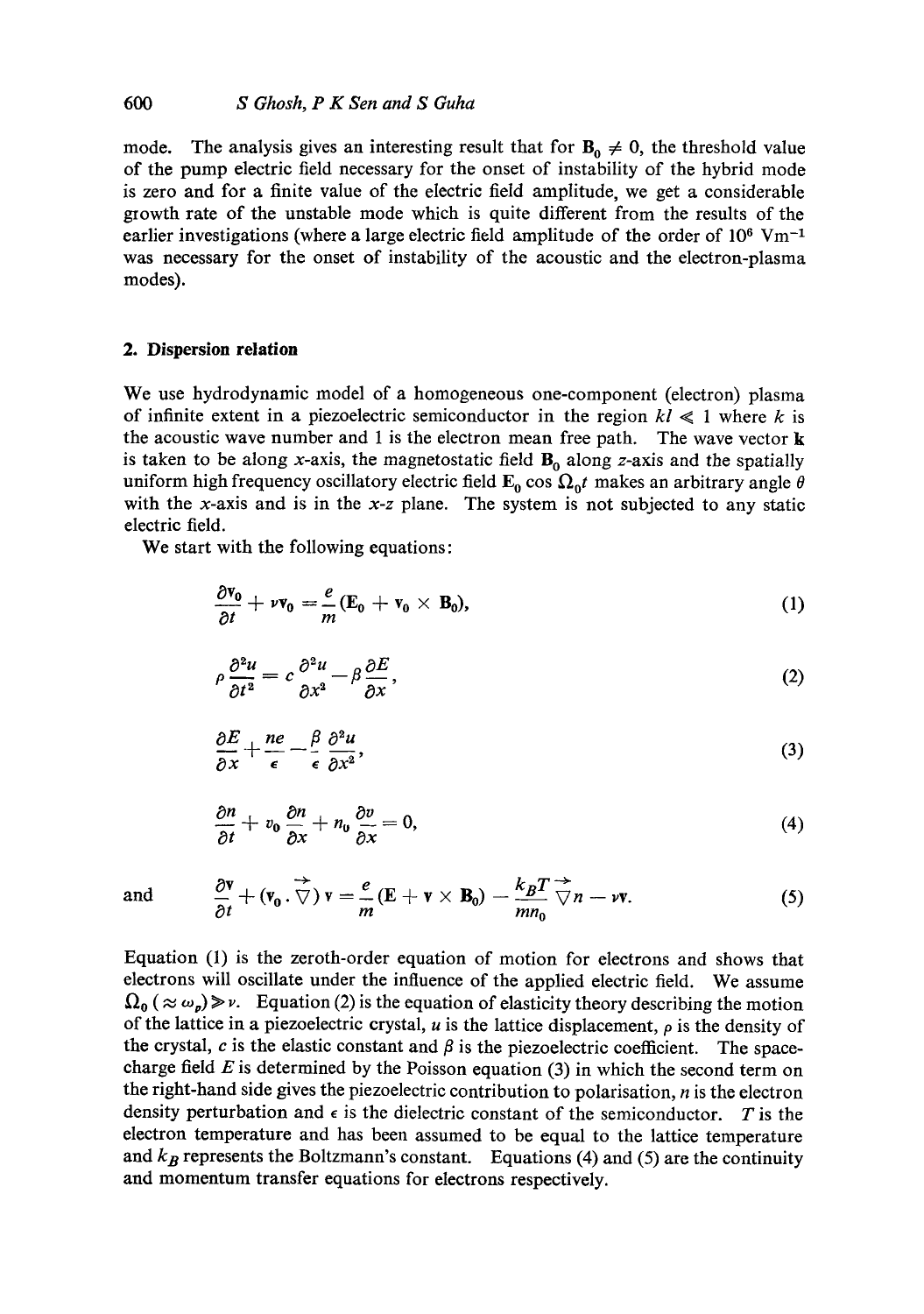mode. The analysis gives an interesting result that for $\mathbf{B}_0 \neq 0$, the threshold value of the pump electric field necessary for the onset of instability of the hybrid mode is zero and for a finite value of the electric field amplitude, we get a considerable growth rate of the unstable mode which is quite different from the results of the earlier investigations (where a large electric field amplitude of the order of $10^6$ $\mathrm{Vm}^{-1}$ was necessary for the onset of instability of the acoustic and the electron-plasma modes).

## 2. Dispersion relation

We use hydrodynamic model of a homogeneous one-component (electron) plasma of infinite extent in a piezoelectric semiconductor in the region $kl \ll 1$ where $k$ is the acoustic wave number and 1 is the electron mean free path. The wave vector $\mathbf{k}$ is taken to be along $x$-axis, the magnetostatic field $\mathbf{B}_0$ along $z$-axis and the spatially uniform high frequency oscillatory electric field $\mathbf{E}_0 \cos \Omega_0 t$ makes an arbitrary angle $\theta$ with the $x$-axis and is in the $x$-$z$ plane. The system is not subjected to any static electric field.

We start with the following equations:

$$\frac{\partial \mathbf{v}_0}{\partial t} + \nu \mathbf{v}_0 = \frac{e}{m}(\mathbf{E}_0 + \mathbf{v}_0 \times \mathbf{B}_0), \tag{1}$$

$$\rho \frac{\partial^2 u}{\partial t^2} = c \frac{\partial^2 u}{\partial x^2} - \beta \frac{\partial E}{\partial x}, \tag{2}$$

$$\frac{\partial E}{\partial x} + \frac{ne}{\epsilon} = \frac{\beta}{\epsilon} \frac{\partial^2 u}{\partial x^2}, \tag{3}$$

$$\frac{\partial n}{\partial t} + v_0 \frac{\partial n}{\partial x} + n_0 \frac{\partial v}{\partial x} = 0, \tag{4}$$

and

$$\frac{\partial \mathbf{v}}{\partial t} + (\mathbf{v}_0 \cdot \vec{\nabla})\, \mathbf{v} = \frac{e}{m}(\mathbf{E} + \mathbf{v} \times \mathbf{B}_0) - \frac{k_B T}{m n_0} \vec{\nabla} n - \nu \mathbf{v}. \tag{5}$$

Equation (1) is the zeroth-order equation of motion for electrons and shows that electrons will oscillate under the influence of the applied electric field. We assume $\Omega_0 \,(\approx \omega_p) \gg \nu$. Equation (2) is the equation of elasticity theory describing the motion of the lattice in a piezoelectric crystal, $u$ is the lattice displacement, $\rho$ is the density of the crystal, $c$ is the elastic constant and $\beta$ is the piezoelectric coefficient. The space-charge field $E$ is determined by the Poisson equation (3) in which the second term on the right-hand side gives the piezoelectric contribution to polarisation, $n$ is the electron density perturbation and $\epsilon$ is the dielectric constant of the semiconductor. $T$ is the electron temperature and has been assumed to be equal to the lattice temperature and $k_B$ represents the Boltzmann's constant. Equations (4) and (5) are the continuity and momentum transfer equations for electrons respectively.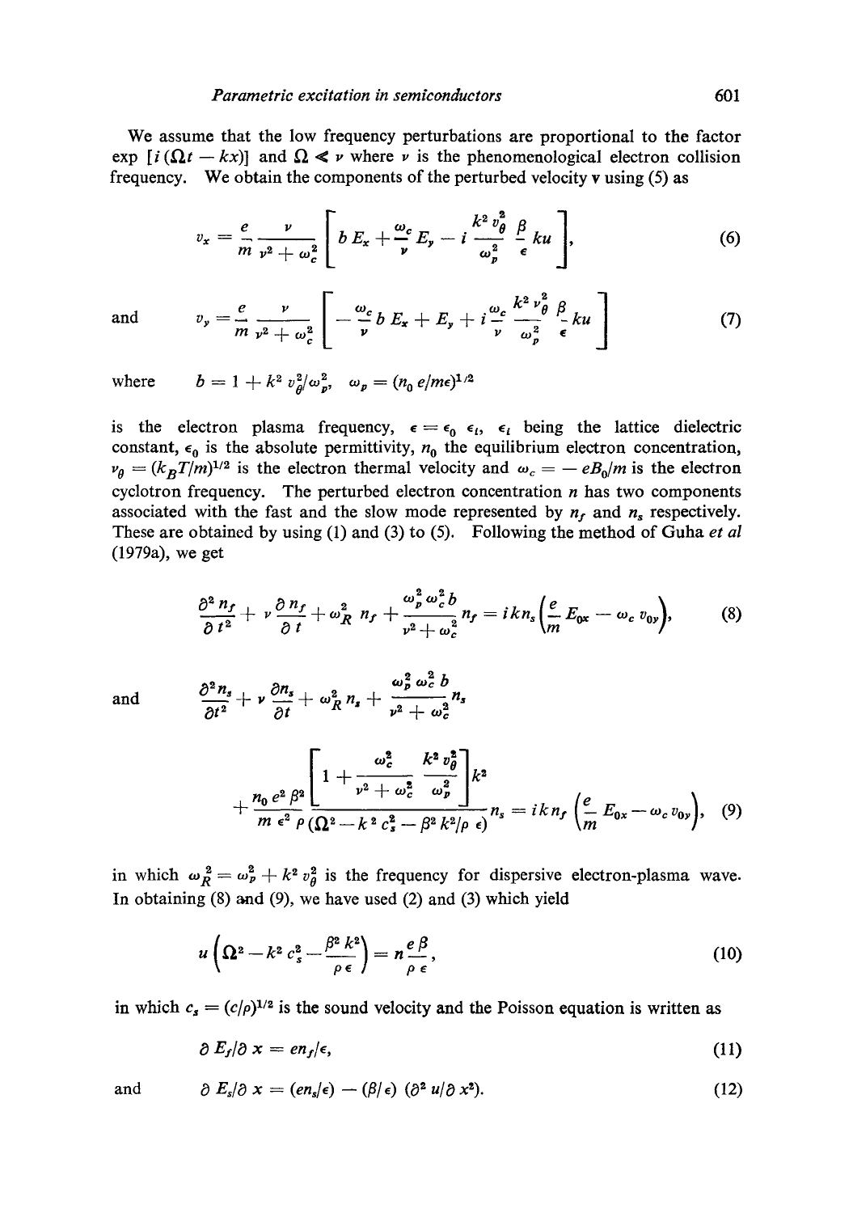We assume that the low frequency perturbations are proportional to the factor $\exp\,[i\,(\Omega t - kx)]$ and $\Omega \ll \nu$ where $\nu$ is the phenomenological electron collision frequency. We obtain the components of the perturbed velocity $\mathbf{v}$ using (5) as

$$v_x = \frac{e}{m}\frac{\nu}{\nu^2 + \omega_c^2}\left[ b\,E_x + \frac{\omega_c}{\nu}E_y - i\,\frac{k^2 v_\theta^2}{\omega_p^2}\frac{\beta}{\epsilon}\,ku \right], \tag{6}$$

and

$$v_y = \frac{e}{m}\frac{\nu}{\nu^2 + \omega_c^2}\left[ -\frac{\omega_c}{\nu}\,b\,E_x + E_y + i\,\frac{\omega_c}{\nu}\frac{k^2 v_\theta^2}{\omega_p^2}\frac{\beta}{\epsilon}\,ku \right] \tag{7}$$

where $\quad b = 1 + k^2 v_\theta^2/\omega_p^2, \quad \omega_p = (n_0\, e/m\epsilon)^{1/2}$

is the electron plasma frequency, $\epsilon = \epsilon_0\,\epsilon_l$, $\epsilon_l$ being the lattice dielectric constant, $\epsilon_0$ is the absolute permittivity, $n_0$ the equilibrium electron concentration, $v_\theta = (k_B T/m)^{1/2}$ is the electron thermal velocity and $\omega_c = -eB_0/m$ is the electron cyclotron frequency. The perturbed electron concentration $n$ has two components associated with the fast and the slow mode represented by $n_f$ and $n_s$ respectively. These are obtained by using (1) and (3) to (5). Following the method of Guha *et al* (1979a), we get

$$\frac{\partial^2 n_f}{\partial t^2} + \nu\frac{\partial n_f}{\partial t} + \omega_R^2\, n_f + \frac{\omega_p^2\,\omega_c^2\, b}{\nu^2 + \omega_c^2}\, n_f = i\,k\,n_s\left(\frac{e}{m}E_{0x} - \omega_c\, v_{0y}\right), \tag{8}$$

and

$$\frac{\partial^2 n_s}{\partial t^2} + \nu\frac{\partial n_s}{\partial t} + \omega_R^2\, n_s + \frac{\omega_p^2\,\omega_c^2\, b}{\nu^2 + \omega_c^2}\, n_s + \frac{n_0\, e^2 \beta^2}{m\,\epsilon^2\rho}\frac{\left[1 + \dfrac{\omega_c^2}{\nu^2 + \omega_c^2}\dfrac{k^2 v_\theta^2}{\omega_p^2}\right]k^2}{(\Omega^2 - k^2 c_s^2 - \beta^2 k^2/\rho\,\epsilon)}\, n_s = i\,k\,n_f\left(\frac{e}{m}E_{0x} - \omega_c\, v_{0y}\right), \tag{9}$$

in which $\omega_R^2 = \omega_p^2 + k^2 v_\theta^2$ is the frequency for dispersive electron-plasma wave. In obtaining (8) and (9), we have used (2) and (3) which yield

$$u\left(\Omega^2 - k^2 c_s^2 - \frac{\beta^2 k^2}{\rho\,\epsilon}\right) = n\frac{e\,\beta}{\rho\,\epsilon}, \tag{10}$$

in which $c_s = (c/\rho)^{1/2}$ is the sound velocity and the Poisson equation is written as

$$\partial E_f/\partial x = e n_f/\epsilon, \tag{11}$$

and

$$\partial E_s/\partial x = (e n_s/\epsilon) - (\beta/\epsilon)\,(\partial^2 u/\partial x^2). \tag{12}$$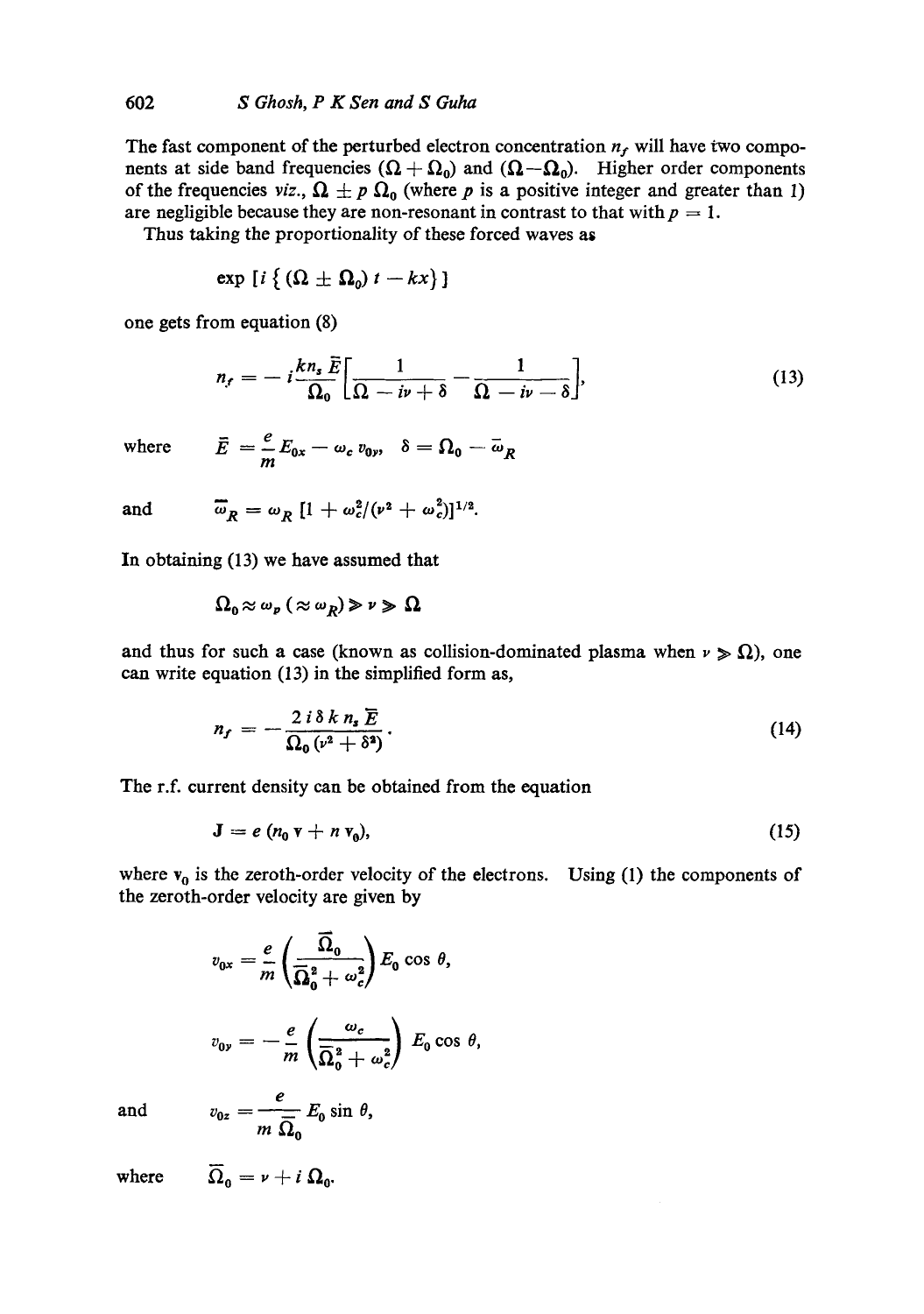The fast component of the perturbed electron concentration $n_f$ will have two components at side band frequencies $(\Omega + \Omega_0)$ and $(\Omega - \Omega_0)$. Higher order components of the frequencies *viz.*, $\Omega \pm p\,\Omega_0$ (where $p$ is a positive integer and greater than 1) are negligible because they are non-resonant in contrast to that with $p = 1$.

Thus taking the proportionality of these forced waves as

$$\exp\left[i\left\{(\Omega \pm \Omega_0)\,t - kx\right\}\right]$$

one gets from equation (8)

$$n_f = -i\frac{k n_s \bar{E}}{\Omega_0}\left[\frac{1}{\Omega - i\nu + \delta} - \frac{1}{\Omega - i\nu - \delta}\right], \tag{13}$$

where $\bar{E} = \dfrac{e}{m}E_{0x} - \omega_c v_{0y}$, $\delta = \Omega_0 - \bar{\omega}_R$

and $\bar{\omega}_R = \omega_R\,[1 + \omega_c^2/(\nu^2 + \omega_c^2)]^{1/2}$.

In obtaining (13) we have assumed that

$$\Omega_0 \approx \omega_p\,(\approx \omega_R) \gg \nu \gg \Omega$$

and thus for such a case (known as collision-dominated plasma when $\nu \gg \Omega$), one can write equation (13) in the simplified form as,

$$n_f = -\frac{2\,i\,\delta\,k\,n_s\,\bar{E}}{\Omega_0\,(\nu^2 + \delta^2)}. \tag{14}$$

The r.f. current density can be obtained from the equation

$$\mathbf{J} = e\,(n_0\,\mathbf{v} + n\,\mathbf{v}_0), \tag{15}$$

where $\mathbf{v}_0$ is the zeroth-order velocity of the electrons. Using (1) the components of the zeroth-order velocity are given by

$$v_{0x} = \frac{e}{m}\left(\frac{\bar{\Omega}_0}{\bar{\Omega}_0^2 + \omega_c^2}\right)E_0\cos\theta,$$

$$v_{0y} = -\frac{e}{m}\left(\frac{\omega_c}{\bar{\Omega}_0^2 + \omega_c^2}\right)E_0\cos\theta,$$

and

$$v_{0z} = \frac{e}{m\,\bar{\Omega}_0}E_0\sin\theta,$$

where $\bar{\Omega}_0 = \nu + i\,\Omega_0$.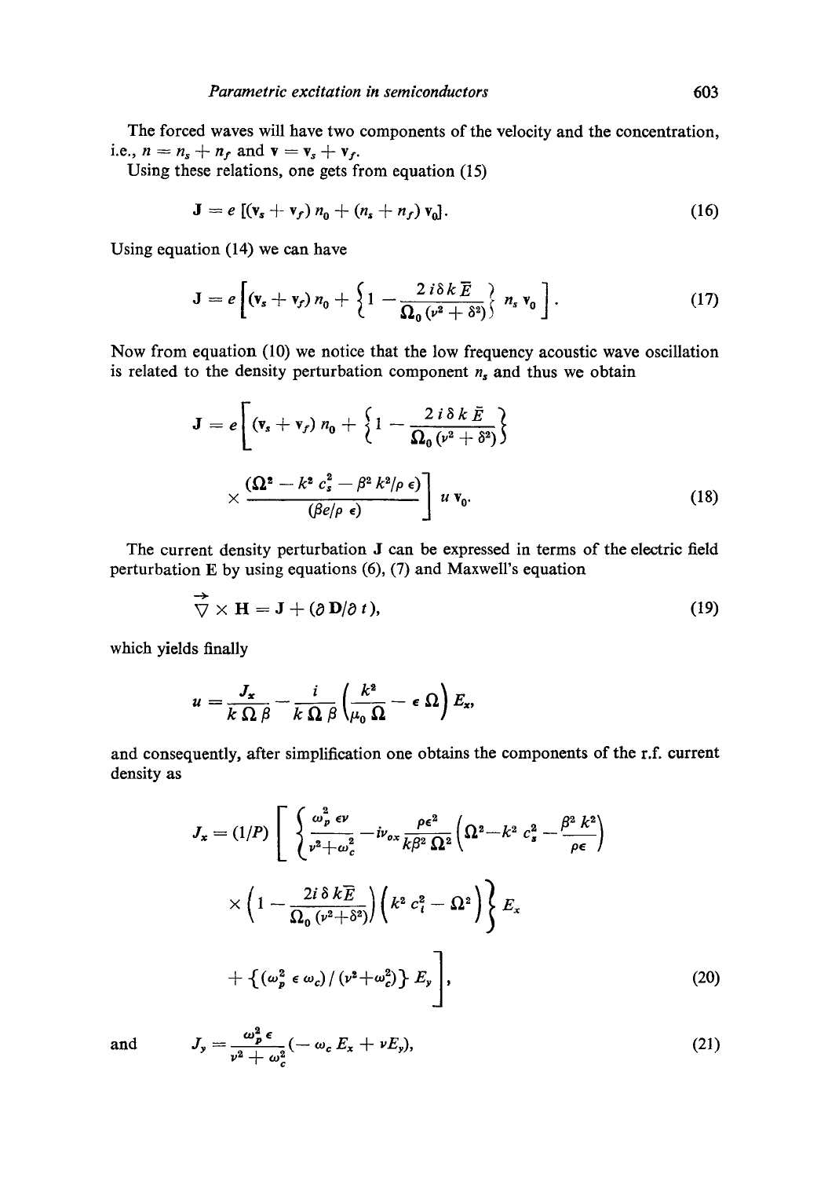The forced waves will have two components of the velocity and the concentration, i.e., $n = n_s + n_f$ and $\mathbf{v} = \mathbf{v}_s + \mathbf{v}_f$.

Using these relations, one gets from equation (15)

$$\mathbf{J} = e\,[(\mathbf{v}_s + \mathbf{v}_f)\,n_0 + (n_s + n_f)\,\mathbf{v}_0]. \tag{16}$$

Using equation (14) we can have

$$\mathbf{J} = e\left[(\mathbf{v}_s + \mathbf{v}_f)\,n_0 + \left\{1 - \frac{2\,i\,\delta\,k\,\bar{E}}{\Omega_0\,(\nu^2 + \delta^2)}\right\} n_s\,\mathbf{v}_0\right]. \tag{17}$$

Now from equation (10) we notice that the low frequency acoustic wave oscillation is related to the density perturbation component $n_s$ and thus we obtain

$$\mathbf{J} = e\left[(\mathbf{v}_s + \mathbf{v}_f)\,n_0 + \left\{1 - \frac{2\,i\,\delta\,k\,\bar{E}}{\Omega_0\,(\nu^2 + \delta^2)}\right\} \times \frac{(\Omega^2 - k^2\,c_s^2 - \beta^2\,k^2/\rho\,\epsilon)}{(\beta e/\rho\,\epsilon)}\right] u\,\mathbf{v}_0. \tag{18}$$

The current density perturbation $\mathbf{J}$ can be expressed in terms of the electric field perturbation $\mathbf{E}$ by using equations (6), (7) and Maxwell's equation

$$\vec{\nabla} \times \mathbf{H} = \mathbf{J} + (\partial\,\mathbf{D}/\partial\,t), \tag{19}$$

which yields finally

$$u = \frac{J_x}{k\,\Omega\,\beta} - \frac{i}{k\,\Omega\,\beta}\left(\frac{k^2}{\mu_0\,\Omega} - \epsilon\,\Omega\right) E_x,$$

and consequently, after simplification one obtains the components of the r.f. current density as

$$J_x = (1/P)\left[\left\{\frac{\omega_p^2\,\epsilon\nu}{\nu^2 + \omega_c^2} - i v_{ox}\,\frac{\rho\epsilon^2}{k\beta^2\,\Omega^2}\left(\Omega^2 - k^2\,c_s^2 - \frac{\beta^2\,k^2}{\rho\epsilon}\right) \times \left(1 - \frac{2i\,\delta\,k\bar{E}}{\Omega_0\,(\nu^2 + \delta^2)}\right)\left(k^2\,c_i^2 - \Omega^2\right)\right\} E_x + \left\{(\omega_p^2\,\epsilon\,\omega_c)\,/\,(\nu^2 + \omega_c^2)\right\} E_y\right], \tag{20}$$

and

$$J_y = \frac{\omega_p^2\,\epsilon}{\nu^2 + \omega_c^2}\,(-\,\omega_c\,E_x + \nu E_y), \tag{21}$$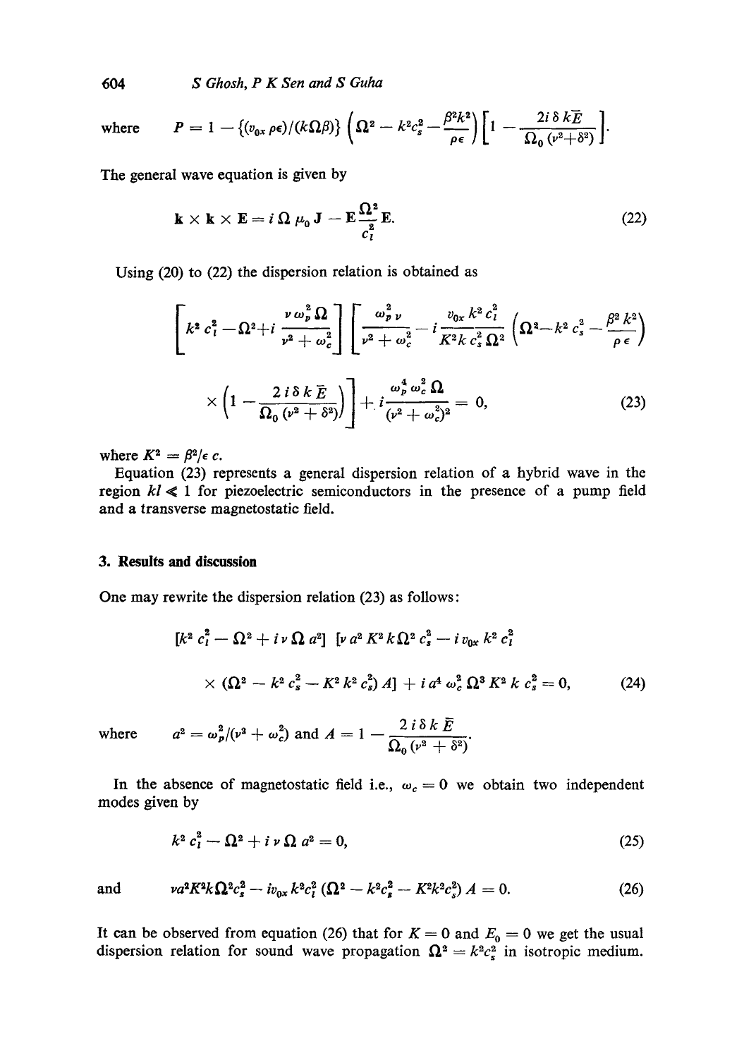where $\quad P = 1 - \{(v_{0x}\,\rho\epsilon)/(k\Omega\beta)\}\left(\Omega^2 - k^2 c_s^2 - \frac{\beta^2 k^2}{\rho\epsilon}\right)\left[1 - \frac{2i\,\delta\, k\bar{E}}{\Omega_0\,(\nu^2+\delta^2)}\right].$

The general wave equation is given by

$$\mathbf{k} \times \mathbf{k} \times \mathbf{E} = i\,\Omega\,\mu_0\,\mathbf{J} - \mathbf{E}\frac{\Omega^2}{c_l^2}\mathbf{E}. \tag{22}$$

Using (20) to (22) the dispersion relation is obtained as

$$\left[k^2 c_l^2 - \Omega^2 + i\frac{\nu\,\omega_p^2\,\Omega}{\nu^2+\omega_c^2}\right]\left[\frac{\omega_p^2\,\nu}{\nu^2+\omega_c^2} - i\frac{v_{0x}\,k^2 c_l^2}{K^2 k\, c_s^2\,\Omega^2}\left(\Omega^2 - k^2 c_s^2 - \frac{\beta^2 k^2}{\rho\epsilon}\right)\right.$$

$$\left.\times\left(1 - \frac{2\,i\,\delta\,k\,\bar{E}}{\Omega_0\,(\nu^2+\delta^2)}\right)\right] + i\frac{\omega_p^4\,\omega_c^2\,\Omega}{(\nu^2+\omega_c^2)^2} = 0, \tag{23}$$

where $K^2 = \beta^2/\epsilon\, c$.

Equation (23) represents a general dispersion relation of a hybrid wave in the region $kl \ll 1$ for piezoelectric semiconductors in the presence of a pump field and a transverse magnetostatic field.

## 3. Results and discussion

One may rewrite the dispersion relation (23) as follows:

$$[k^2 c_l^2 - \Omega^2 + i\,\nu\,\Omega\, a^2]\;[\nu\, a^2 K^2 k\,\Omega^2 c_s^2 - i\, v_{0x}\, k^2 c_l^2$$

$$\times\,(\Omega^2 - k^2 c_s^2 - K^2 k^2 c_s^2)\, A] + i\, a^4\,\omega_c^2\,\Omega^3 K^2\, k\, c_s^2 = 0, \tag{24}$$

where $\quad a^2 = \omega_p^2/(\nu^2 + \omega_c^2)$ and $A = 1 - \dfrac{2\,i\,\delta\,k\,\bar{E}}{\Omega_0\,(\nu^2+\delta^2)}$.

In the absence of magnetostatic field i.e., $\omega_c = 0$ we obtain two independent modes given by

$$k^2 c_l^2 - \Omega^2 + i\,\nu\,\Omega\, a^2 = 0, \tag{25}$$

and

$$\nu a^2 K^2 k\,\Omega^2 c_s^2 - i v_{0x}\, k^2 c_l^2\,(\Omega^2 - k^2 c_s^2 - K^2 k^2 c_s^2)\, A = 0. \tag{26}$$

It can be observed from equation (26) that for $K = 0$ and $E_0 = 0$ we get the usual dispersion relation for sound wave propagation $\Omega^2 = k^2 c_s^2$ in isotropic medium.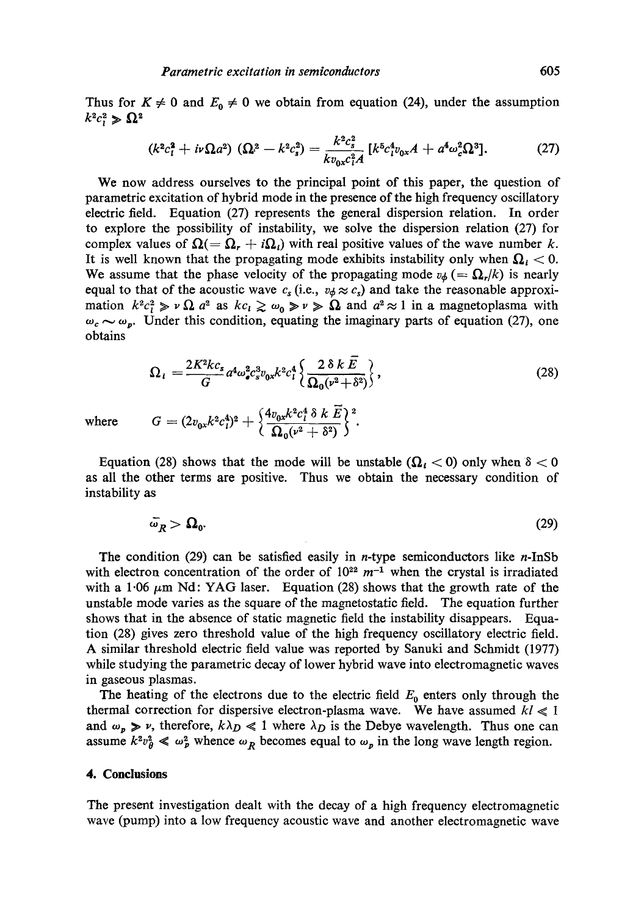Thus for $K \neq 0$ and $E_0 \neq 0$ we obtain from equation (24), under the assumption $k^2c_l^2 \gg \Omega^2$

$$(k^2c_l^2 + i\nu\Omega a^2)(\Omega^2 - k^2c_s^2) = \frac{k^2c_s^2}{kv_{0x}c_l^2A}[k^5c_l^4v_{0x}A + a^4\omega_c^2\Omega^3]. \tag{27}$$

We now address ourselves to the principal point of this paper, the question of parametric excitation of hybrid mode in the presence of the high frequency oscillatory electric field. Equation (27) represents the general dispersion relation. In order to explore the possibility of instability, we solve the dispersion relation (27) for complex values of $\Omega (= \Omega_r + i\Omega_i)$ with real positive values of the wave number $k$. It is well known that the propagating mode exhibits instability only when $\Omega_i < 0$. We assume that the phase velocity of the propagating mode $v_\phi$ $(= \Omega_r/k)$ is nearly equal to that of the acoustic wave $c_s$ (i.e., $v_\phi \approx c_s$) and take the reasonable approximation $k^2c_l^2 \gg \nu\,\Omega\,a^2$ as $kc_l \gtrsim \omega_0 \gg \nu \gg \Omega$ and $a^2 \approx 1$ in a magnetoplasma with $\omega_c \sim \omega_p$. Under this condition, equating the imaginary parts of equation (27), one obtains

$$\Omega_i = \frac{2K^2kc_s}{G}a^4\omega_c^2c_s^3v_{0x}k^2c_l^4\left\{\frac{2\,\delta\,k\,\bar{E}}{\Omega_0(\nu^2+\delta^2)}\right\}, \tag{28}$$

where $$G = (2v_{0x}k^2c_l^4)^2 + \left\{\frac{4v_{0x}k^2c_l^4\,\delta\,k\,\bar{E}}{\Omega_0(\nu^2+\delta^2)}\right\}^2.$$

Equation (28) shows that the mode will be unstable ($\Omega_i < 0$) only when $\delta < 0$ as all the other terms are positive. Thus we obtain the necessary condition of instability as

$$\bar{\omega}_R > \Omega_0. \tag{29}$$

The condition (29) can be satisfied easily in $n$-type semiconductors like $n$-InSb with electron concentration of the order of $10^{22}\ m^{-1}$ when the crystal is irradiated with a 1·06 $\mu$m Nd: YAG laser. Equation (28) shows that the growth rate of the unstable mode varies as the square of the magnetostatic field. The equation further shows that in the absence of static magnetic field the instability disappears. Equation (28) gives zero threshold value of the high frequency oscillatory electric field. A similar threshold electric field value was reported by Sanuki and Schmidt (1977) while studying the parametric decay of lower hybrid wave into electromagnetic waves in gaseous plasmas.

The heating of the electrons due to the electric field $E_0$ enters only through the thermal correction for dispersive electron-plasma wave. We have assumed $kl \ll 1$ and $\omega_p \gg \nu$, therefore, $k\lambda_D \ll 1$ where $\lambda_D$ is the Debye wavelength. Thus one can assume $k^2v_\theta^2 \ll \omega_p^2$ whence $\omega_R$ becomes equal to $\omega_p$ in the long wave length region.

## 4. Conclusions

The present investigation dealt with the decay of a high frequency electromagnetic wave (pump) into a low frequency acoustic wave and another electromagnetic wave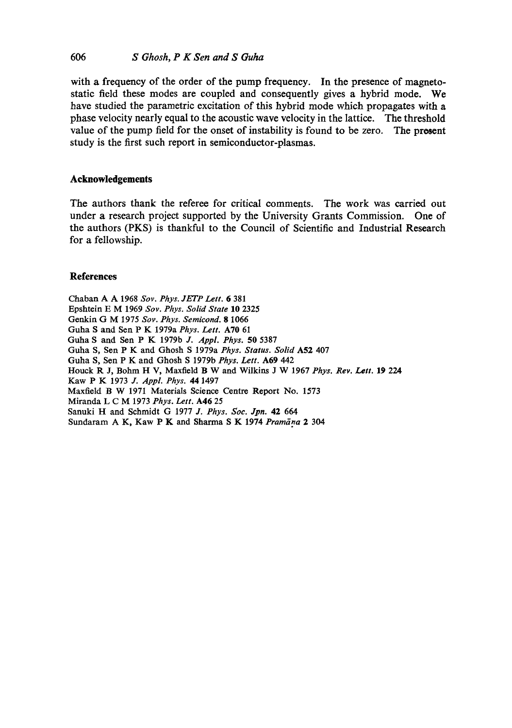with a frequency of the order of the pump frequency. In the presence of magnetostatic field these modes are coupled and consequently gives a hybrid mode. We have studied the parametric excitation of this hybrid mode which propagates with a phase velocity nearly equal to the acoustic wave velocity in the lattice. The threshold value of the pump field for the onset of instability is found to be zero. The present study is the first such report in semiconductor-plasmas.

## Acknowledgements

The authors thank the referee for critical comments. The work was carried out under a research project supported by the University Grants Commission. One of the authors (PKS) is thankful to the Council of Scientific and Industrial Research for a fellowship.

## References

Chaban A A 1968 *Sov. Phys. JETP Lett.* **6** 381
Epshtein E M 1969 *Sov. Phys. Solid State* **10** 2325
Genkin G M 1975 *Sov. Phys. Semicond.* **8** 1066
Guha S and Sen P K 1979a *Phys. Lett.* **A70** 61
Guha S and Sen P K 1979b *J. Appl. Phys.* **50** 5387
Guha S, Sen P K and Ghosh S 1979a *Phys. Status. Solid* **A52** 407
Guha S, Sen P K and Ghosh S 1979b *Phys. Lett.* **A69** 442
Houck R J, Bohm H V, Maxfield B W and Wilkins J W 1967 *Phys. Rev. Lett.* **19** 224
Kaw P K 1973 *J. Appl. Phys.* **44** 1497
Maxfield B W 1971 Materials Science Centre Report No. 1573
Miranda L C M 1973 *Phys. Lett.* **A46** 25
Sanuki H and Schmidt G 1977 *J. Phys. Soc. Jpn.* **42** 664
Sundaram A K, Kaw P K and Sharma S K 1974 *Pramāṇa* **2** 304